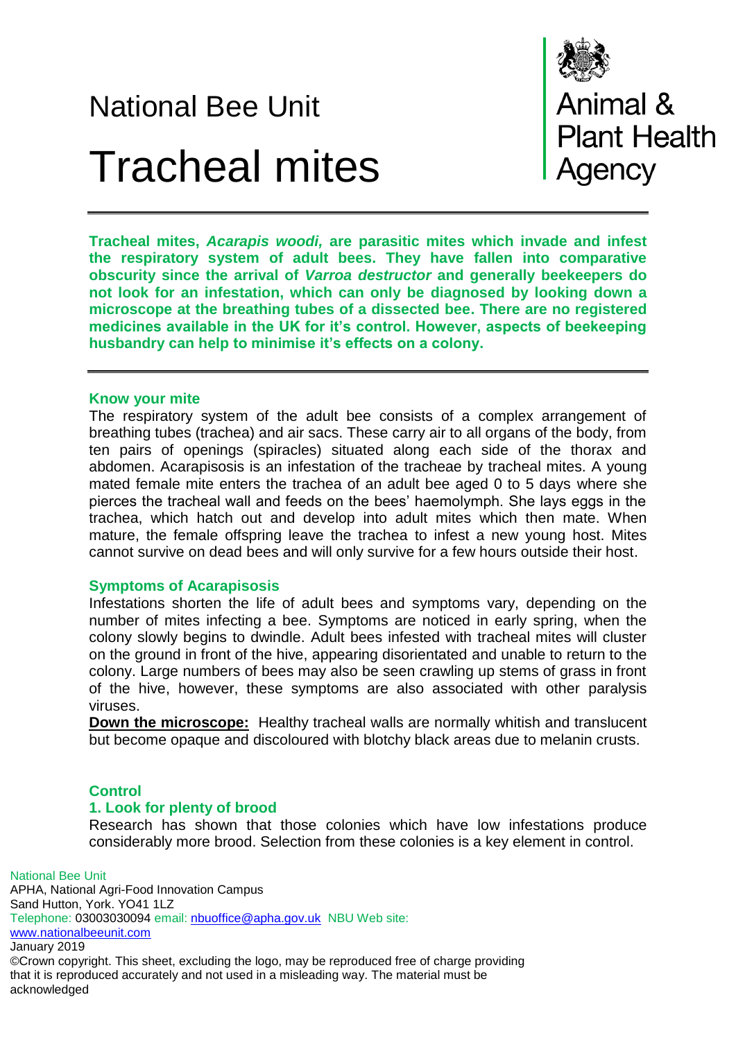National Bee Unit

# Tracheal mites

Animal & Plant Health Agency

---

**Tracheal mites, *Acarapis woodi,* are parasitic mites which invade and infest the respiratory system of adult bees. They have fallen into comparative obscurity since the arrival of *Varroa destructor* and generally beekeepers do not look for an infestation, which can only be diagnosed by looking down a microscope at the breathing tubes of a dissected bee. There are no registered medicines available in the UK for it's control. However, aspects of beekeeping husbandry can help to minimise it's effects on a colony.**

---

### Know your mite

The respiratory system of the adult bee consists of a complex arrangement of breathing tubes (trachea) and air sacs. These carry air to all organs of the body, from ten pairs of openings (spiracles) situated along each side of the thorax and abdomen. Acarapisosis is an infestation of the tracheae by tracheal mites. A young mated female mite enters the trachea of an adult bee aged 0 to 5 days where she pierces the tracheal wall and feeds on the bees' haemolymph. She lays eggs in the trachea, which hatch out and develop into adult mites which then mate. When mature, the female offspring leave the trachea to infest a new young host. Mites cannot survive on dead bees and will only survive for a few hours outside their host.

### Symptoms of Acarapisosis

Infestations shorten the life of adult bees and symptoms vary, depending on the number of mites infecting a bee. Symptoms are noticed in early spring, when the colony slowly begins to dwindle. Adult bees infested with tracheal mites will cluster on the ground in front of the hive, appearing disorientated and unable to return to the colony. Large numbers of bees may also be seen crawling up stems of grass in front of the hive, however, these symptoms are also associated with other paralysis viruses.

**Down the microscope:** Healthy tracheal walls are normally whitish and translucent but become opaque and discoloured with blotchy black areas due to melanin crusts.

### Control

#### 1. Look for plenty of brood

Research has shown that those colonies which have low infestations produce considerably more brood. Selection from these colonies is a key element in control.

National Bee Unit
APHA, National Agri-Food Innovation Campus
Sand Hutton, York. YO41 1LZ
Telephone: 03003030094 email: nbuoffice@apha.gov.uk NBU Web site: www.nationalbeeunit.com
January 2019
©Crown copyright. This sheet, excluding the logo, may be reproduced free of charge providing that it is reproduced accurately and not used in a misleading way. The material must be acknowledged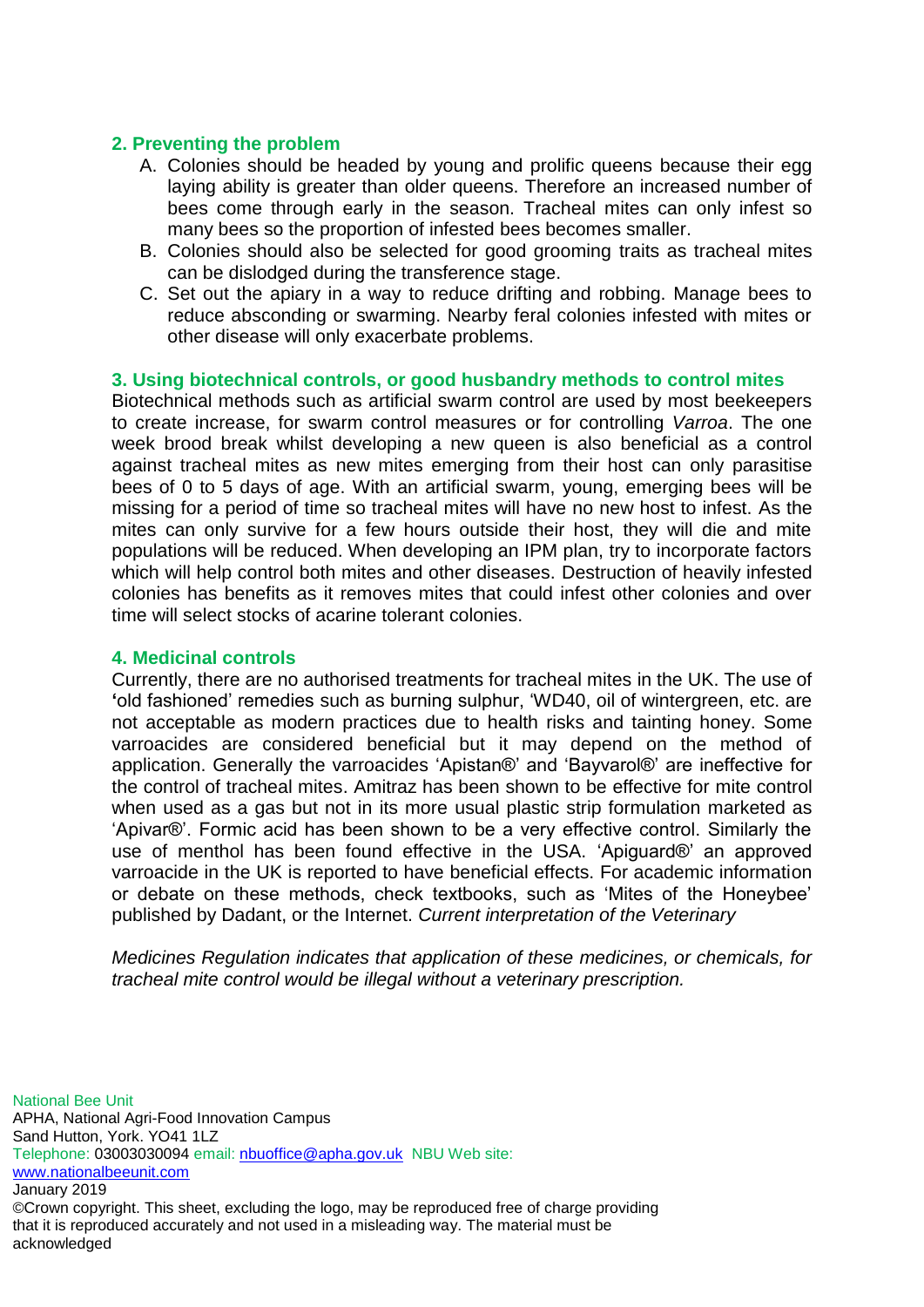## 2. Preventing the problem

A. Colonies should be headed by young and prolific queens because their egg laying ability is greater than older queens. Therefore an increased number of bees come through early in the season. Tracheal mites can only infest so many bees so the proportion of infested bees becomes smaller.

B. Colonies should also be selected for good grooming traits as tracheal mites can be dislodged during the transference stage.

C. Set out the apiary in a way to reduce drifting and robbing. Manage bees to reduce absconding or swarming. Nearby feral colonies infested with mites or other disease will only exacerbate problems.

## 3. Using biotechnical controls, or good husbandry methods to control mites

Biotechnical methods such as artificial swarm control are used by most beekeepers to create increase, for swarm control measures or for controlling *Varroa*. The one week brood break whilst developing a new queen is also beneficial as a control against tracheal mites as new mites emerging from their host can only parasitise bees of 0 to 5 days of age. With an artificial swarm, young, emerging bees will be missing for a period of time so tracheal mites will have no new host to infest. As the mites can only survive for a few hours outside their host, they will die and mite populations will be reduced. When developing an IPM plan, try to incorporate factors which will help control both mites and other diseases. Destruction of heavily infested colonies has benefits as it removes mites that could infest other colonies and over time will select stocks of acarine tolerant colonies.

## 4. Medicinal controls

Currently, there are no authorised treatments for tracheal mites in the UK. The use of 'old fashioned' remedies such as burning sulphur, 'WD40, oil of wintergreen, etc. are not acceptable as modern practices due to health risks and tainting honey. Some varroacides are considered beneficial but it may depend on the method of application. Generally the varroacides 'Apistan®' and 'Bayvarol®' are ineffective for the control of tracheal mites. Amitraz has been shown to be effective for mite control when used as a gas but not in its more usual plastic strip formulation marketed as 'Apivar®'. Formic acid has been shown to be a very effective control. Similarly the use of menthol has been found effective in the USA. 'Apiguard®' an approved varroacide in the UK is reported to have beneficial effects. For academic information or debate on these methods, check textbooks, such as 'Mites of the Honeybee' published by Dadant, or the Internet. *Current interpretation of the Veterinary*

*Medicines Regulation indicates that application of these medicines, or chemicals, for tracheal mite control would be illegal without a veterinary prescription.*

National Bee Unit
APHA, National Agri-Food Innovation Campus
Sand Hutton, York. YO41 1LZ
Telephone: 03003030094 email: nbuoffice@apha.gov.uk NBU Web site: www.nationalbeeunit.com
January 2019
©Crown copyright. This sheet, excluding the logo, may be reproduced free of charge providing that it is reproduced accurately and not used in a misleading way. The material must be acknowledged